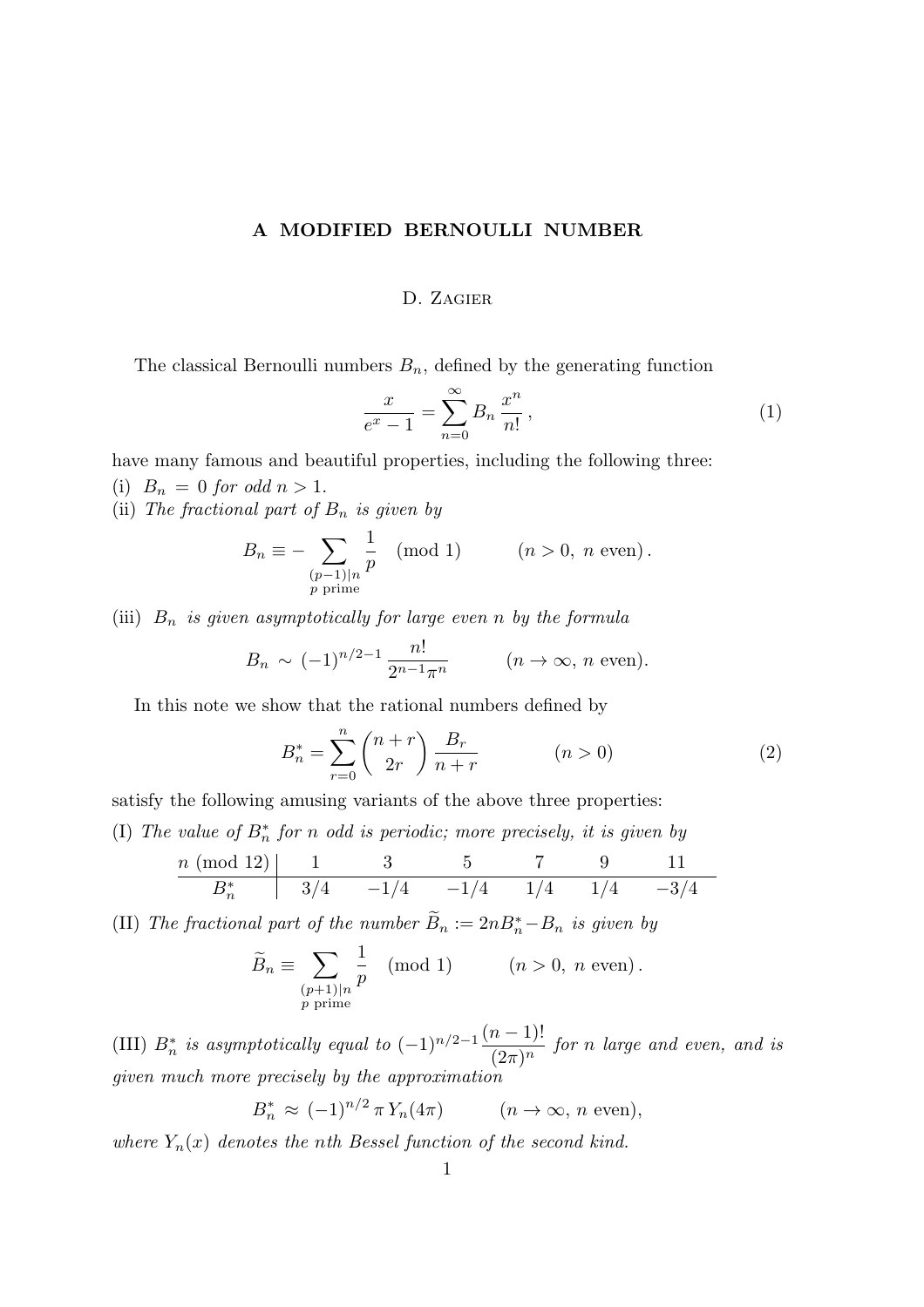# A MODIFIED BERNOULLI NUMBER

D. Zagier

The classical Bernoulli numbers $B_n$, defined by the generating function

$$\frac{x}{e^x - 1} = \sum_{n=0}^{\infty} B_n \frac{x^n}{n!}, \tag{1}$$

have many famous and beautiful properties, including the following three:

(i) *$B_n = 0$ for odd $n > 1$.*

(ii) *The fractional part of $B_n$ is given by*

$$B_n \equiv -\sum_{\substack{(p-1)|n \\ p \text{ prime}}} \frac{1}{p} \pmod 1 \qquad (n > 0,\ n \text{ even}).$$

(iii) *$B_n$ is given asymptotically for large even $n$ by the formula*

$$B_n \sim (-1)^{n/2-1} \frac{n!}{2^{n-1}\pi^n} \qquad (n \to \infty,\ n \text{ even}).$$

In this note we show that the rational numbers defined by

$$B_n^* = \sum_{r=0}^{n} \binom{n+r}{2r} \frac{B_r}{n+r} \qquad (n > 0) \tag{2}$$

satisfy the following amusing variants of the above three properties:

(I) *The value of $B_n^*$ for $n$ odd is periodic; more precisely, it is given by*

| $n \pmod{12}$ | 1 | 3 | 5 | 7 | 9 | 11 |
|---|---|---|---|---|---|---|
| $B_n^*$ | $3/4$ | $-1/4$ | $-1/4$ | $1/4$ | $1/4$ | $-3/4$ |

(II) *The fractional part of the number $\widetilde{B}_n := 2nB_n^* - B_n$ is given by*

$$\widetilde{B}_n \equiv \sum_{\substack{(p+1)|n \\ p \text{ prime}}} \frac{1}{p} \pmod 1 \qquad (n > 0,\ n \text{ even}).$$

(III) *$B_n^*$ is asymptotically equal to $(-1)^{n/2-1}\dfrac{(n-1)!}{(2\pi)^n}$ for $n$ large and even, and is given much more precisely by the approximation*

$$B_n^* \approx (-1)^{n/2}\, \pi\, Y_n(4\pi) \qquad (n \to \infty,\ n \text{ even}),$$

*where $Y_n(x)$ denotes the $n$th Bessel function of the second kind.*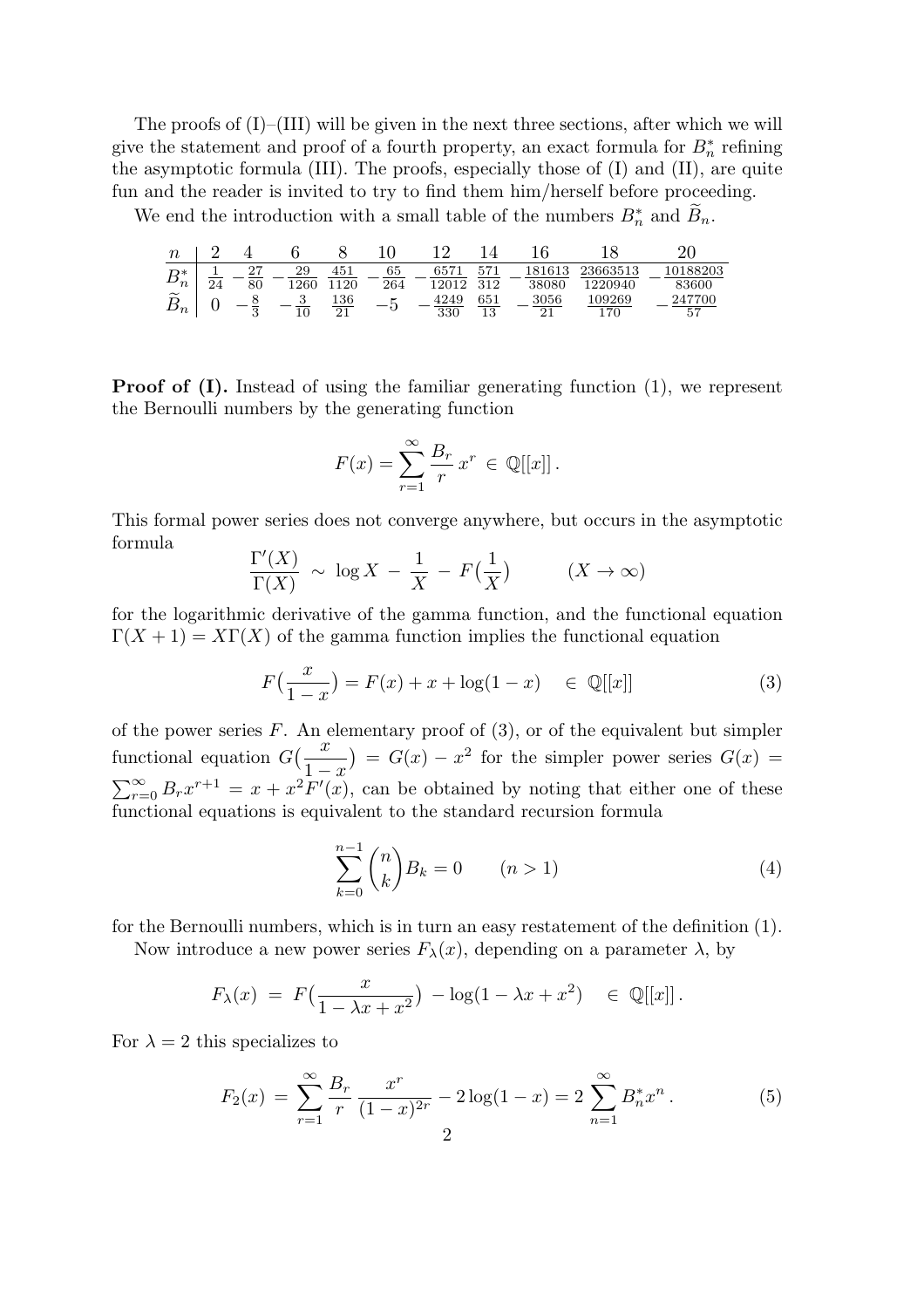The proofs of (I)–(III) will be given in the next three sections, after which we will give the statement and proof of a fourth property, an exact formula for $B_n^*$ refining the asymptotic formula (III). The proofs, especially those of (I) and (II), are quite fun and the reader is invited to try to find them him/herself before proceeding.

We end the introduction with a small table of the numbers $B_n^*$ and $\widetilde{B}_n$.

| $n$ | 2 | 4 | 6 | 8 | 10 | 12 | 14 | 16 | 18 | 20 |
|---|---|---|---|---|---|---|---|---|---|---|
| $B_n^*$ | $\frac{1}{24}$ | $-\frac{27}{80}$ | $-\frac{29}{1260}$ | $\frac{451}{1120}$ | $-\frac{65}{264}$ | $-\frac{6571}{12012}$ | $\frac{571}{312}$ | $-\frac{181613}{38080}$ | $\frac{23663513}{1220940}$ | $-\frac{10188203}{83600}$ |
| $\widetilde{B}_n$ | 0 | $-\frac{8}{3}$ | $-\frac{3}{10}$ | $\frac{136}{21}$ | $-5$ | $-\frac{4249}{330}$ | $\frac{651}{13}$ | $-\frac{3056}{21}$ | $\frac{109269}{170}$ | $-\frac{247700}{57}$ |

**Proof of (I).** Instead of using the familiar generating function (1), we represent the Bernoulli numbers by the generating function

$$F(x) = \sum_{r=1}^{\infty} \frac{B_r}{r} x^r \in \mathbb{Q}[[x]].$$

This formal power series does not converge anywhere, but occurs in the asymptotic formula

$$\frac{\Gamma'(X)}{\Gamma(X)} \sim \log X - \frac{1}{X} - F\left(\frac{1}{X}\right) \qquad (X \to \infty)$$

for the logarithmic derivative of the gamma function, and the functional equation $\Gamma(X+1) = X\Gamma(X)$ of the gamma function implies the functional equation

$$F\left(\frac{x}{1-x}\right) = F(x) + x + \log(1-x) \quad \in \mathbb{Q}[[x]] \tag{3}$$

of the power series $F$. An elementary proof of (3), or of the equivalent but simpler functional equation $G\left(\frac{x}{1-x}\right) = G(x) - x^2$ for the simpler power series $G(x) = \sum_{r=0}^{\infty} B_r x^{r+1} = x + x^2 F'(x)$, can be obtained by noting that either one of these functional equations is equivalent to the standard recursion formula

$$\sum_{k=0}^{n-1} \binom{n}{k} B_k = 0 \qquad (n > 1) \tag{4}$$

for the Bernoulli numbers, which is in turn an easy restatement of the definition (1).

Now introduce a new power series $F_\lambda(x)$, depending on a parameter $\lambda$, by

$$F_\lambda(x) = F\left(\frac{x}{1-\lambda x + x^2}\right) - \log(1 - \lambda x + x^2) \quad \in \mathbb{Q}[[x]].$$

For $\lambda = 2$ this specializes to

$$F_2(x) = \sum_{r=1}^{\infty} \frac{B_r}{r} \frac{x^r}{(1-x)^{2r}} - 2\log(1-x) = 2\sum_{n=1}^{\infty} B_n^* x^n. \tag{5}$$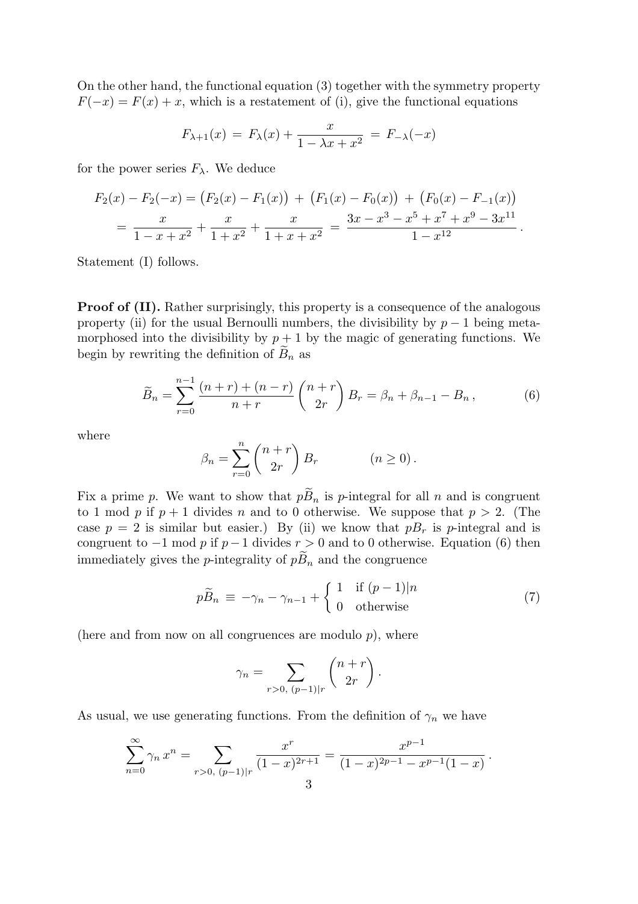On the other hand, the functional equation (3) together with the symmetry property $F(-x) = F(x) + x$, which is a restatement of (i), give the functional equations

$$F_{\lambda+1}(x) \;=\; F_\lambda(x) + \frac{x}{1 - \lambda x + x^2} \;=\; F_{-\lambda}(-x)$$

for the power series $F_\lambda$. We deduce

$$\begin{aligned} F_2(x) - F_2(-x) &= \big(F_2(x) - F_1(x)\big) \;+\; \big(F_1(x) - F_0(x)\big) \;+\; \big(F_0(x) - F_{-1}(x)\big) \\ &= \frac{x}{1-x+x^2} + \frac{x}{1+x^2} + \frac{x}{1+x+x^2} \;=\; \frac{3x - x^3 - x^5 + x^7 + x^9 - 3x^{11}}{1 - x^{12}}\,. \end{aligned}$$

Statement (I) follows.

**Proof of (II).** Rather surprisingly, this property is a consequence of the analogous property (ii) for the usual Bernoulli numbers, the divisibility by $p-1$ being metamorphosed into the divisibility by $p+1$ by the magic of generating functions. We begin by rewriting the definition of $\widetilde{B}_n$ as

$$\widetilde{B}_n = \sum_{r=0}^{n-1} \frac{(n+r)+(n-r)}{n+r} \binom{n+r}{2r} B_r = \beta_n + \beta_{n-1} - B_n\,, \tag{6}$$

where

$$\beta_n = \sum_{r=0}^{n} \binom{n+r}{2r} B_r \qquad\qquad (n \geq 0)\,.$$

Fix a prime $p$. We want to show that $p\widetilde{B}_n$ is $p$-integral for all $n$ and is congruent to 1 mod $p$ if $p+1$ divides $n$ and to 0 otherwise. We suppose that $p > 2$. (The case $p = 2$ is similar but easier.) By (ii) we know that $pB_r$ is $p$-integral and is congruent to $-1$ mod $p$ if $p-1$ divides $r > 0$ and to 0 otherwise. Equation (6) then immediately gives the $p$-integrality of $p\widetilde{B}_n$ and the congruence

$$p\widetilde{B}_n \;\equiv\; -\gamma_n - \gamma_{n-1} + \begin{cases} 1 & \text{if } (p-1)|n \\ 0 & \text{otherwise} \end{cases} \tag{7}$$

(here and from now on all congruences are modulo $p$), where

$$\gamma_n = \sum_{r>0,\;(p-1)|r} \binom{n+r}{2r}\,.$$

As usual, we use generating functions. From the definition of $\gamma_n$ we have

$$\sum_{n=0}^{\infty} \gamma_n\, x^n = \sum_{r>0,\;(p-1)|r} \frac{x^r}{(1-x)^{2r+1}} = \frac{x^{p-1}}{(1-x)^{2p-1} - x^{p-1}(1-x)}\,.$$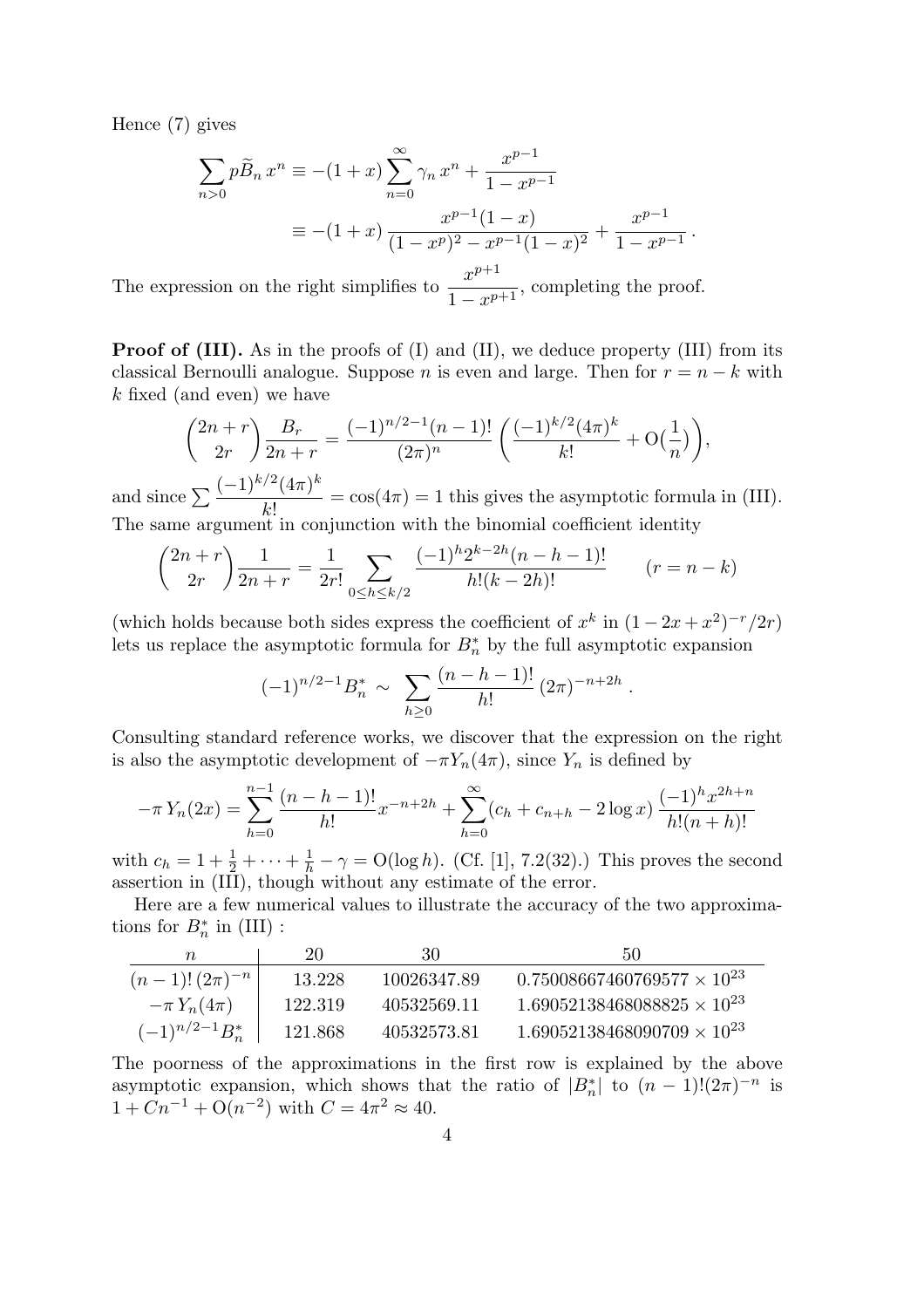Hence (7) gives

$$\sum_{n>0} p\widetilde{B}_n\, x^n \equiv -(1+x)\sum_{n=0}^{\infty} \gamma_n\, x^n + \frac{x^{p-1}}{1-x^{p-1}}$$

$$\equiv -(1+x)\,\frac{x^{p-1}(1-x)}{(1-x^p)^2 - x^{p-1}(1-x)^2} + \frac{x^{p-1}}{1-x^{p-1}}\,.$$

The expression on the right simplifies to $\dfrac{x^{p+1}}{1-x^{p+1}}$, completing the proof.

**Proof of (III).** As in the proofs of (I) and (II), we deduce property (III) from its classical Bernoulli analogue. Suppose $n$ is even and large. Then for $r = n-k$ with $k$ fixed (and even) we have

$$\binom{2n+r}{2r}\frac{B_r}{2n+r} = \frac{(-1)^{n/2-1}(n-1)!}{(2\pi)^n}\left(\frac{(-1)^{k/2}(4\pi)^k}{k!} + \mathrm{O}\big(\tfrac{1}{n}\big)\right),$$

and since $\sum \dfrac{(-1)^{k/2}(4\pi)^k}{k!} = \cos(4\pi) = 1$ this gives the asymptotic formula in (III). The same argument in conjunction with the binomial coefficient identity

$$\binom{2n+r}{2r}\frac{1}{2n+r} = \frac{1}{2r!}\sum_{0\le h\le k/2} \frac{(-1)^h 2^{k-2h}(n-h-1)!}{h!(k-2h)!} \qquad (r = n-k)$$

(which holds because both sides express the coefficient of $x^k$ in $(1-2x+x^2)^{-r}/2r$) lets us replace the asymptotic formula for $B_n^*$ by the full asymptotic expansion

$$(-1)^{n/2-1}B_n^* \sim \sum_{h\ge 0} \frac{(n-h-1)!}{h!}\,(2\pi)^{-n+2h}\,.$$

Consulting standard reference works, we discover that the expression on the right is also the asymptotic development of $-\pi Y_n(4\pi)$, since $Y_n$ is defined by

$$-\pi\, Y_n(2x) = \sum_{h=0}^{n-1} \frac{(n-h-1)!}{h!}x^{-n+2h} + \sum_{h=0}^{\infty}(c_h + c_{n+h} - 2\log x)\,\frac{(-1)^h x^{2h+n}}{h!(n+h)!}$$

with $c_h = 1 + \frac{1}{2} + \cdots + \frac{1}{h} - \gamma = \mathrm{O}(\log h)$. (Cf. [1], 7.2(32).) This proves the second assertion in (III), though without any estimate of the error.

Here are a few numerical values to illustrate the accuracy of the two approximations for $B_n^*$ in (III) :

| $n$ | 20 | 30 | 50 |
|---|---|---|---|
| $(n-1)!\,(2\pi)^{-n}$ | 13.228 | 10026347.89 | $0.75008667460769577 \times 10^{23}$ |
| $-\pi\, Y_n(4\pi)$ | 122.319 | 40532569.11 | $1.69052138468088825 \times 10^{23}$ |
| $(-1)^{n/2-1}B_n^*$ | 121.868 | 40532573.81 | $1.69052138468090709 \times 10^{23}$ |

The poorness of the approximations in the first row is explained by the above asymptotic expansion, which shows that the ratio of $|B_n^*|$ to $(n-1)!(2\pi)^{-n}$ is $1 + Cn^{-1} + \mathrm{O}(n^{-2})$ with $C = 4\pi^2 \approx 40$.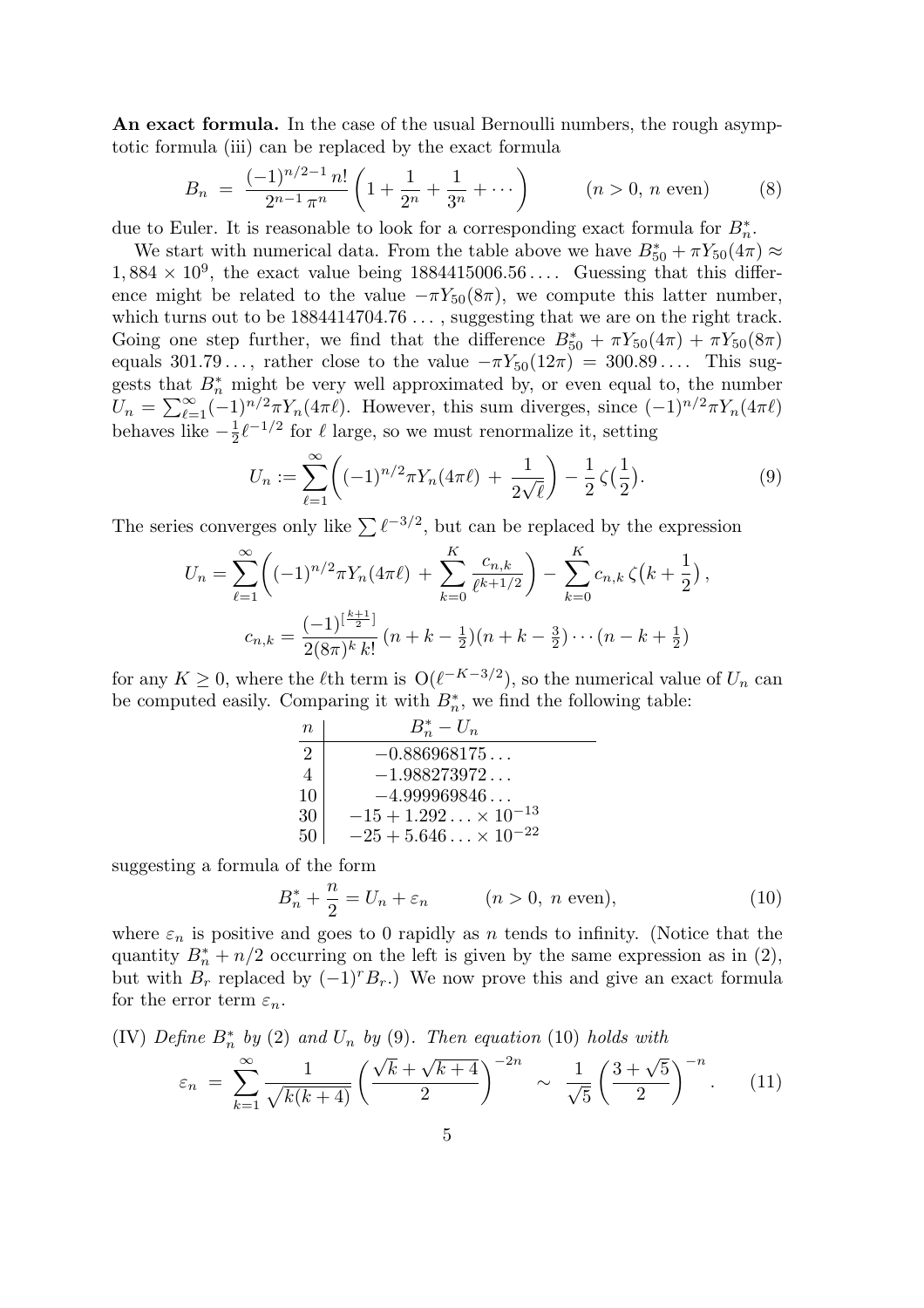**An exact formula.** In the case of the usual Bernoulli numbers, the rough asymptotic formula (iii) can be replaced by the exact formula

$$B_n \;=\; \frac{(-1)^{n/2-1}\,n!}{2^{n-1}\,\pi^n}\left(1+\frac{1}{2^n}+\frac{1}{3^n}+\cdots\right) \qquad (n>0,\ n \text{ even}) \tag{8}$$

due to Euler. It is reasonable to look for a corresponding exact formula for $B_n^*$.

We start with numerical data. From the table above we have $B_{50}^* + \pi Y_{50}(4\pi) \approx 1,884 \times 10^9$, the exact value being $1884415006.56\ldots$. Guessing that this difference might be related to the value $-\pi Y_{50}(8\pi)$, we compute this latter number, which turns out to be $1884414704.76\ \ldots$, suggesting that we are on the right track. Going one step further, we find that the difference $B_{50}^* + \pi Y_{50}(4\pi) + \pi Y_{50}(8\pi)$ equals $301.79\ldots$, rather close to the value $-\pi Y_{50}(12\pi) = 300.89\ldots$. This suggests that $B_n^*$ might be very well approximated by, or even equal to, the number $U_n = \sum_{\ell=1}^{\infty}(-1)^{n/2}\pi Y_n(4\pi\ell)$. However, this sum diverges, since $(-1)^{n/2}\pi Y_n(4\pi\ell)$ behaves like $-\frac{1}{2}\ell^{-1/2}$ for $\ell$ large, so we must renormalize it, setting

$$U_n := \sum_{\ell=1}^{\infty}\biggl((-1)^{n/2}\pi Y_n(4\pi\ell) \;+\; \frac{1}{2\sqrt{\ell}}\biggr) - \frac{1}{2}\,\zeta\bigl(\tfrac{1}{2}\bigr). \tag{9}$$

The series converges only like $\sum \ell^{-3/2}$, but can be replaced by the expression

$$U_n = \sum_{\ell=1}^{\infty}\biggl((-1)^{n/2}\pi Y_n(4\pi\ell) \;+\; \sum_{k=0}^{K}\frac{c_{n,k}}{\ell^{k+1/2}}\biggr) - \sum_{k=0}^{K} c_{n,k}\,\zeta\bigl(k+\frac{1}{2}\bigr)\,,$$

$$c_{n,k} = \frac{(-1)^{[\frac{k+1}{2}]}}{2(8\pi)^k\,k!}\,(n+k-\tfrac{1}{2})(n+k-\tfrac{3}{2})\cdots(n-k+\tfrac{1}{2})$$

for any $K \geq 0$, where the $\ell$th term is $\mathrm{O}(\ell^{-K-3/2})$, so the numerical value of $U_n$ can be computed easily. Comparing it with $B_n^*$, we find the following table:

| $n$ | $B_n^* - U_n$ |
|---|---|
| 2 | $-0.886968175\ldots$ |
| 4 | $-1.988273972\ldots$ |
| 10 | $-4.999969846\ldots$ |
| 30 | $-15 + 1.292\ldots \times 10^{-13}$ |
| 50 | $-25 + 5.646\ldots \times 10^{-22}$ |

suggesting a formula of the form

$$B_n^* + \frac{n}{2} = U_n + \varepsilon_n \qquad (n>0,\ n \text{ even}), \tag{10}$$

where $\varepsilon_n$ is positive and goes to 0 rapidly as $n$ tends to infinity. (Notice that the quantity $B_n^* + n/2$ occurring on the left is given by the same expression as in (2), but with $B_r$ replaced by $(-1)^r B_r$.) We now prove this and give an exact formula for the error term $\varepsilon_n$.

(IV) *Define $B_n^*$ by* (2) *and $U_n$ by* (9). *Then equation* (10) *holds with*

$$\varepsilon_n \;=\; \sum_{k=1}^{\infty}\frac{1}{\sqrt{k(k+4)}}\left(\frac{\sqrt{k}+\sqrt{k+4}}{2}\right)^{-2n} \;\sim\; \frac{1}{\sqrt{5}}\left(\frac{3+\sqrt{5}}{2}\right)^{-n}. \tag{11}$$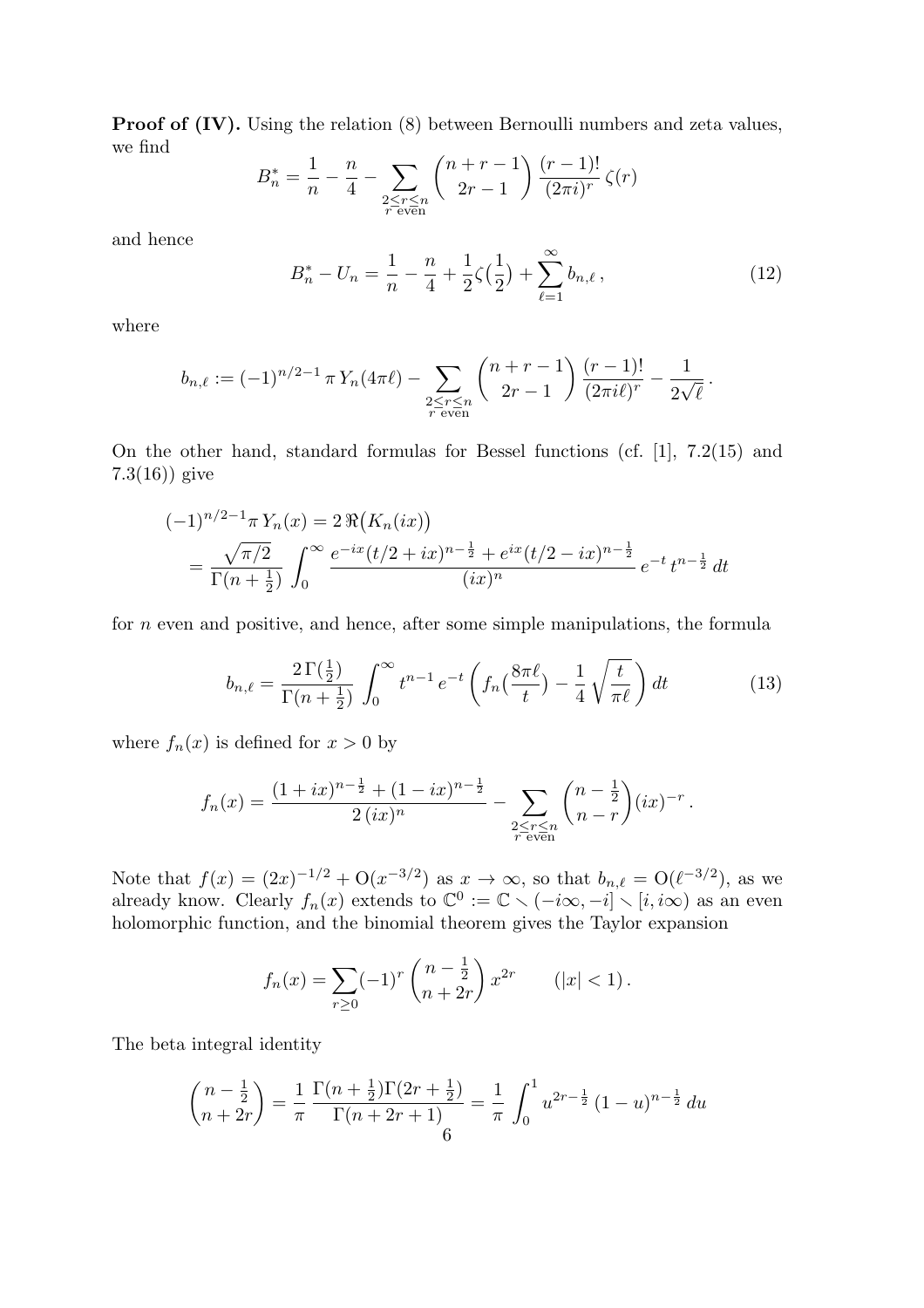**Proof of (IV).** Using the relation (8) between Bernoulli numbers and zeta values, we find

$$B_n^* = \frac{1}{n} - \frac{n}{4} - \sum_{\substack{2\le r\le n\\ r \text{ even}}} \binom{n+r-1}{2r-1} \frac{(r-1)!}{(2\pi i)^r}\, \zeta(r)$$

and hence

$$B_n^* - U_n = \frac{1}{n} - \frac{n}{4} + \frac{1}{2}\zeta\big(\tfrac{1}{2}\big) + \sum_{\ell=1}^{\infty} b_{n,\ell}\,, \tag{12}$$

where

$$b_{n,\ell} := (-1)^{n/2-1}\,\pi\, Y_n(4\pi\ell) - \sum_{\substack{2\le r\le n\\ r \text{ even}}} \binom{n+r-1}{2r-1} \frac{(r-1)!}{(2\pi i\ell)^r} - \frac{1}{2\sqrt{\ell}}\,.$$

On the other hand, standard formulas for Bessel functions (cf. [1], 7.2(15) and 7.3(16)) give

$$\begin{aligned}
(-1)^{n/2-1}\pi\, Y_n(x) &= 2\,\Re\big(K_n(ix)\big)\\
&= \frac{\sqrt{\pi/2}}{\Gamma(n+\frac{1}{2})} \int_0^\infty \frac{e^{-ix}(t/2+ix)^{n-\frac{1}{2}} + e^{ix}(t/2-ix)^{n-\frac{1}{2}}}{(ix)^n}\, e^{-t}\, t^{n-\frac{1}{2}}\, dt
\end{aligned}$$

for $n$ even and positive, and hence, after some simple manipulations, the formula

$$b_{n,\ell} = \frac{2\,\Gamma(\frac{1}{2})}{\Gamma(n+\frac{1}{2})} \int_0^\infty t^{n-1}\, e^{-t} \left( f_n\big(\tfrac{8\pi\ell}{t}\big) - \frac{1}{4}\sqrt{\frac{t}{\pi\ell}} \right) dt \tag{13}$$

where $f_n(x)$ is defined for $x>0$ by

$$f_n(x) = \frac{(1+ix)^{n-\frac{1}{2}} + (1-ix)^{n-\frac{1}{2}}}{2\,(ix)^n} - \sum_{\substack{2\le r\le n\\ r \text{ even}}} \binom{n-\frac{1}{2}}{n-r} (ix)^{-r}\,.$$

Note that $f(x) = (2x)^{-1/2} + \mathrm{O}(x^{-3/2})$ as $x\to\infty$, so that $b_{n,\ell} = \mathrm{O}(\ell^{-3/2})$, as we already know. Clearly $f_n(x)$ extends to $\mathbb{C}^0 := \mathbb{C} \smallsetminus (-i\infty, -i] \smallsetminus [i, i\infty)$ as an even holomorphic function, and the binomial theorem gives the Taylor expansion

$$f_n(x) = \sum_{r\ge 0} (-1)^r \binom{n-\frac{1}{2}}{n+2r} x^{2r} \qquad (|x|<1)\,.$$

The beta integral identity

$$\binom{n-\frac{1}{2}}{n+2r} = \frac{1}{\pi}\, \frac{\Gamma(n+\frac{1}{2})\Gamma(2r+\frac{1}{2})}{\Gamma(n+2r+1)} = \frac{1}{\pi}\int_0^1 u^{2r-\frac{1}{2}}\,(1-u)^{n-\frac{1}{2}}\, du$$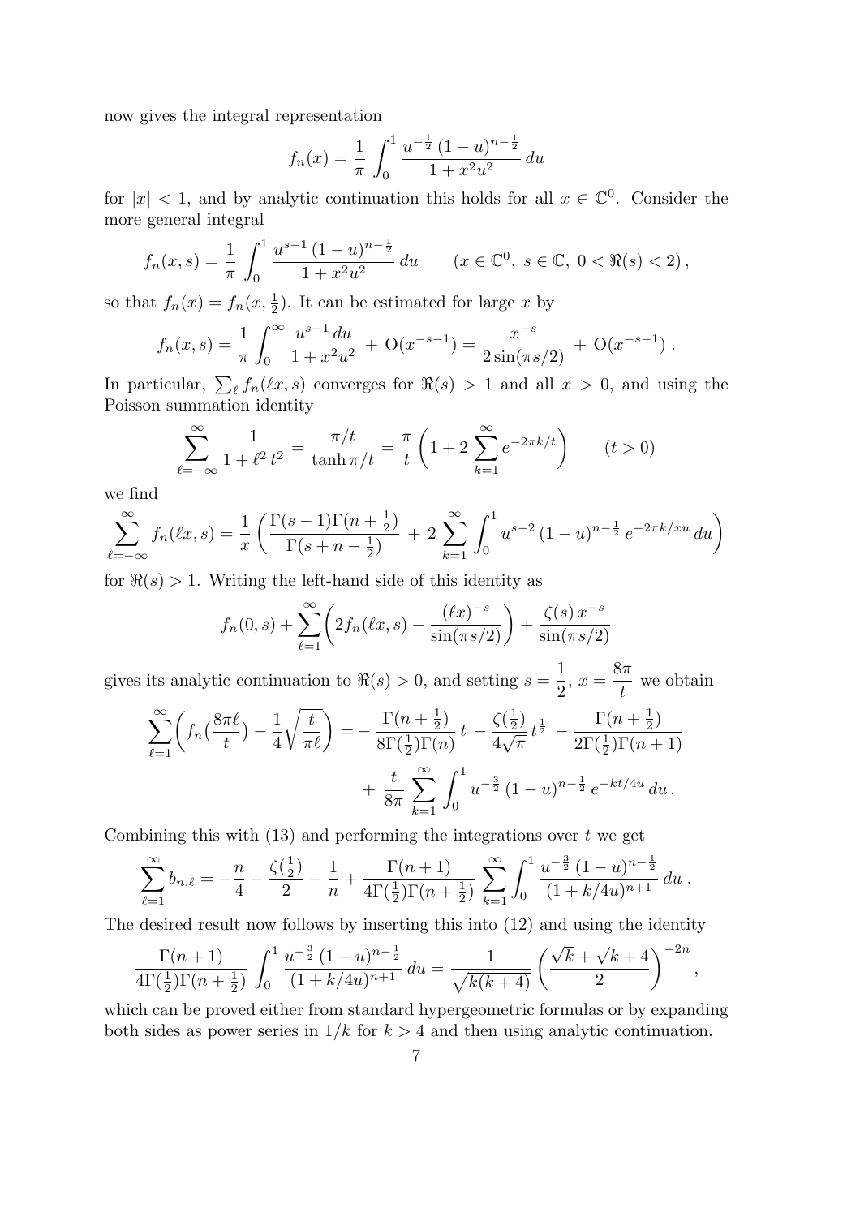now gives the integral representation

$$f_n(x) = \frac{1}{\pi} \int_0^1 \frac{u^{-\frac{1}{2}}\,(1-u)^{n-\frac{1}{2}}}{1+x^2u^2}\,du$$

for $|x| < 1$, and by analytic continuation this holds for all $x \in \mathbb{C}^0$. Consider the more general integral

$$f_n(x,s) = \frac{1}{\pi} \int_0^1 \frac{u^{s-1}\,(1-u)^{n-\frac{1}{2}}}{1+x^2u^2}\,du \qquad (x \in \mathbb{C}^0,\ s \in \mathbb{C},\ 0 < \Re(s) < 2)\,,$$

so that $f_n(x) = f_n(x, \frac{1}{2})$. It can be estimated for large $x$ by

$$f_n(x,s) = \frac{1}{\pi} \int_0^\infty \frac{u^{s-1}\,du}{1+x^2u^2} \,+\, \mathrm{O}(x^{-s-1}) = \frac{x^{-s}}{2\sin(\pi s/2)} \,+\, \mathrm{O}(x^{-s-1})\,.$$

In particular, $\sum_\ell f_n(\ell x, s)$ converges for $\Re(s) > 1$ and all $x > 0$, and using the Poisson summation identity

$$\sum_{\ell=-\infty}^{\infty} \frac{1}{1+\ell^2\,t^2} = \frac{\pi/t}{\tanh \pi/t} = \frac{\pi}{t}\left(1 + 2\sum_{k=1}^{\infty} e^{-2\pi k/t}\right) \qquad (t > 0)$$

we find

$$\sum_{\ell=-\infty}^{\infty} f_n(\ell x, s) = \frac{1}{x}\left(\frac{\Gamma(s-1)\Gamma(n+\frac{1}{2})}{\Gamma(s+n-\frac{1}{2})} \,+\, 2\sum_{k=1}^{\infty} \int_0^1 u^{s-2}\,(1-u)^{n-\frac{1}{2}}\,e^{-2\pi k/xu}\,du\right)$$

for $\Re(s) > 1$. Writing the left-hand side of this identity as

$$f_n(0,s) + \sum_{\ell=1}^{\infty}\left(2 f_n(\ell x, s) - \frac{(\ell x)^{-s}}{\sin(\pi s/2)}\right) + \frac{\zeta(s)\,x^{-s}}{\sin(\pi s/2)}$$

gives its analytic continuation to $\Re(s) > 0$, and setting $s = \dfrac{1}{2}$, $x = \dfrac{8\pi}{t}$ we obtain

$$\begin{aligned}\sum_{\ell=1}^{\infty}\left(f_n\big(\tfrac{8\pi\ell}{t}\big) - \frac{1}{4}\sqrt{\frac{t}{\pi\ell}}\right) = &-\frac{\Gamma(n+\frac{1}{2})}{8\Gamma(\frac{1}{2})\Gamma(n)}\,t \,-\, \frac{\zeta(\frac{1}{2})}{4\sqrt{\pi}}\,t^{\frac{1}{2}} \,-\, \frac{\Gamma(n+\frac{1}{2})}{2\Gamma(\frac{1}{2})\Gamma(n+1)} \\ &+\, \frac{t}{8\pi}\sum_{k=1}^{\infty}\int_0^1 u^{-\frac{3}{2}}\,(1-u)^{n-\frac{1}{2}}\,e^{-kt/4u}\,du\,.\end{aligned}$$

Combining this with (13) and performing the integrations over $t$ we get

$$\sum_{\ell=1}^{\infty} b_{n,\ell} = -\frac{n}{4} - \frac{\zeta(\frac{1}{2})}{2} - \frac{1}{n} + \frac{\Gamma(n+1)}{4\Gamma(\frac{1}{2})\Gamma(n+\frac{1}{2})}\sum_{k=1}^{\infty}\int_0^1 \frac{u^{-\frac{3}{2}}\,(1-u)^{n-\frac{1}{2}}}{(1+k/4u)^{n+1}}\,du\,.$$

The desired result now follows by inserting this into (12) and using the identity

$$\frac{\Gamma(n+1)}{4\Gamma(\frac{1}{2})\Gamma(n+\frac{1}{2})}\int_0^1 \frac{u^{-\frac{3}{2}}\,(1-u)^{n-\frac{1}{2}}}{(1+k/4u)^{n+1}}\,du = \frac{1}{\sqrt{k(k+4)}}\left(\frac{\sqrt{k}+\sqrt{k+4}}{2}\right)^{-2n},$$

which can be proved either from standard hypergeometric formulas or by expanding both sides as power series in $1/k$ for $k > 4$ and then using analytic continuation.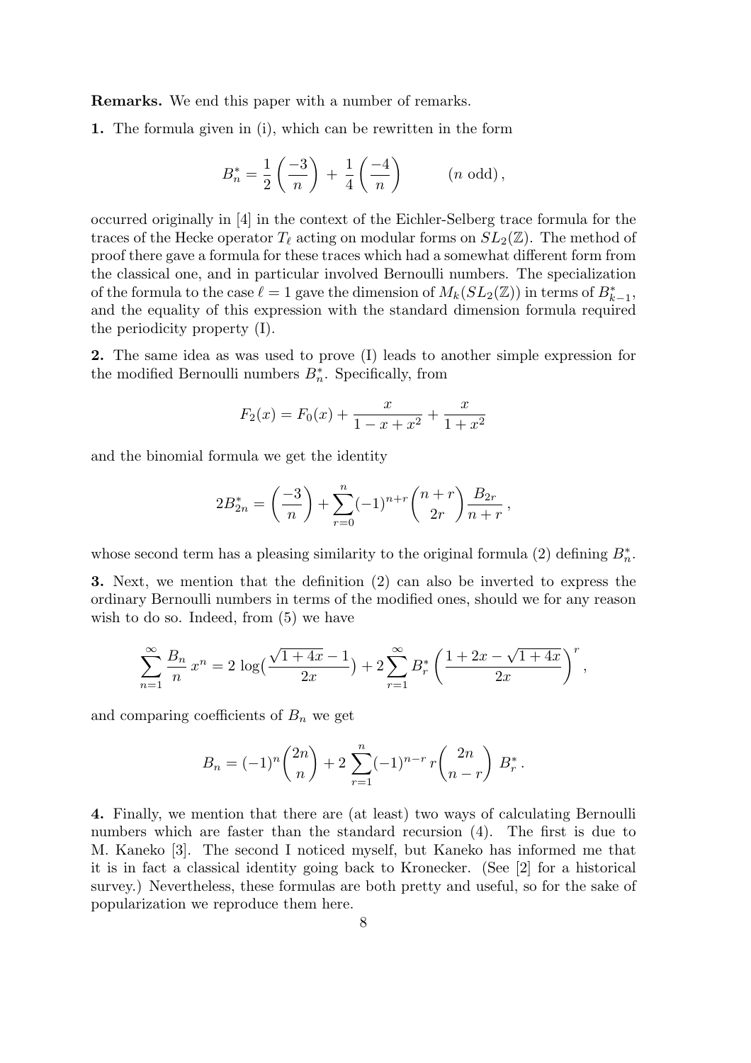**Remarks.** We end this paper with a number of remarks.

**1.** The formula given in (i), which can be rewritten in the form

$$B_n^* = \frac{1}{2}\left(\frac{-3}{n}\right) + \frac{1}{4}\left(\frac{-4}{n}\right) \qquad (n \text{ odd}),$$

occurred originally in [4] in the context of the Eichler-Selberg trace formula for the traces of the Hecke operator $T_\ell$ acting on modular forms on $SL_2(\mathbb{Z})$. The method of proof there gave a formula for these traces which had a somewhat different form from the classical one, and in particular involved Bernoulli numbers. The specialization of the formula to the case $\ell = 1$ gave the dimension of $M_k(SL_2(\mathbb{Z}))$ in terms of $B_{k-1}^*$, and the equality of this expression with the standard dimension formula required the periodicity property (I).

**2.** The same idea as was used to prove (I) leads to another simple expression for the modified Bernoulli numbers $B_n^*$. Specifically, from

$$F_2(x) = F_0(x) + \frac{x}{1-x+x^2} + \frac{x}{1+x^2}$$

and the binomial formula we get the identity

$$2B_{2n}^* = \left(\frac{-3}{n}\right) + \sum_{r=0}^{n} (-1)^{n+r} \binom{n+r}{2r} \frac{B_{2r}}{n+r},$$

whose second term has a pleasing similarity to the original formula (2) defining $B_n^*$.

**3.** Next, we mention that the definition (2) can also be inverted to express the ordinary Bernoulli numbers in terms of the modified ones, should we for any reason wish to do so. Indeed, from (5) we have

$$\sum_{n=1}^{\infty} \frac{B_n}{n} x^n = 2 \log\left(\frac{\sqrt{1+4x}-1}{2x}\right) + 2\sum_{r=1}^{\infty} B_r^* \left(\frac{1+2x-\sqrt{1+4x}}{2x}\right)^r,$$

and comparing coefficients of $B_n$ we get

$$B_n = (-1)^n \binom{2n}{n} + 2\sum_{r=1}^{n} (-1)^{n-r}\, r \binom{2n}{n-r} B_r^*.$$

**4.** Finally, we mention that there are (at least) two ways of calculating Bernoulli numbers which are faster than the standard recursion (4). The first is due to M. Kaneko [3]. The second I noticed myself, but Kaneko has informed me that it is in fact a classical identity going back to Kronecker. (See [2] for a historical survey.) Nevertheless, these formulas are both pretty and useful, so for the sake of popularization we reproduce them here.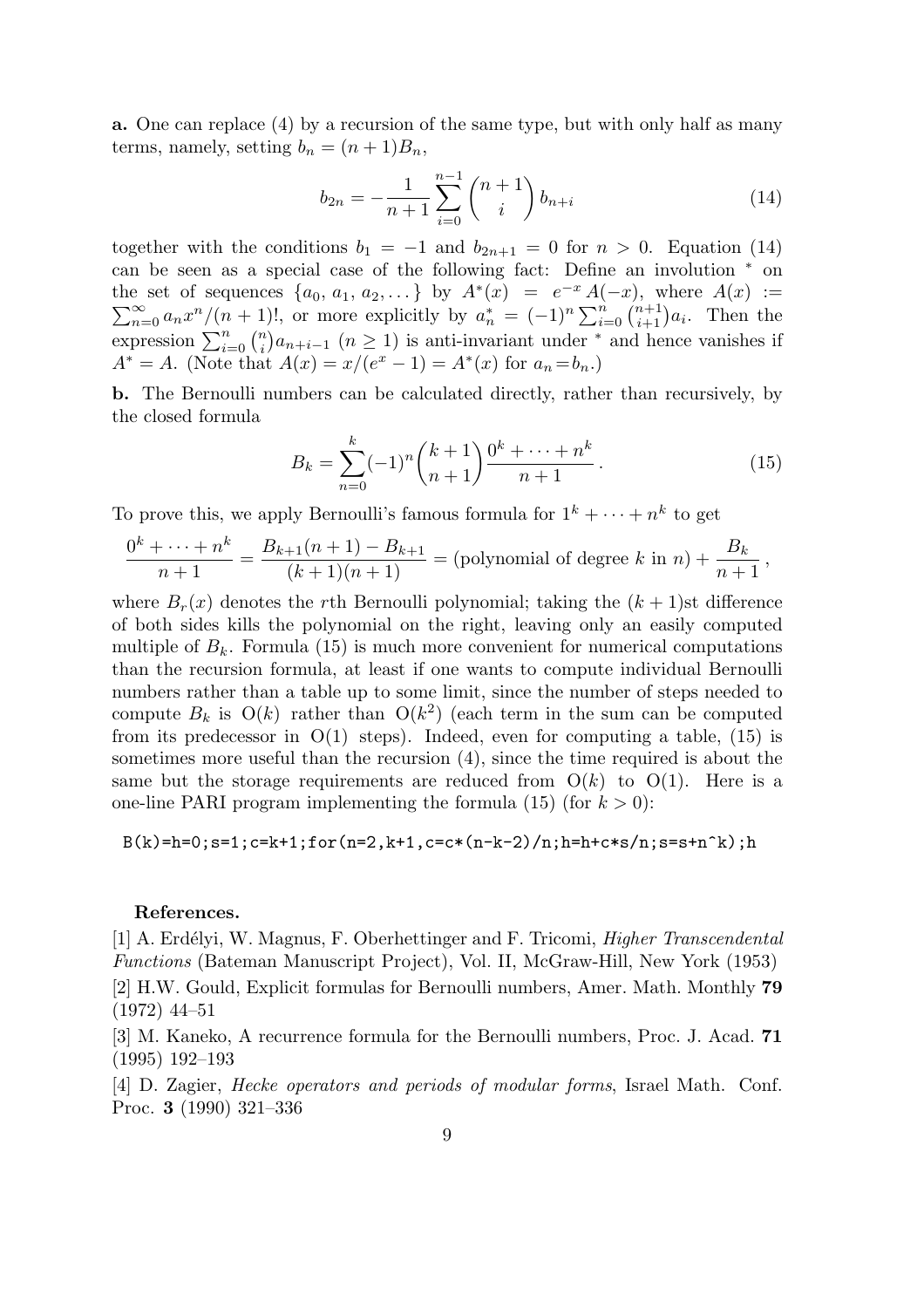**a.** One can replace (4) by a recursion of the same type, but with only half as many terms, namely, setting $b_n = (n+1)B_n$,

$$b_{2n} = -\frac{1}{n+1}\sum_{i=0}^{n-1}\binom{n+1}{i} b_{n+i} \tag{14}$$

together with the conditions $b_1 = -1$ and $b_{2n+1} = 0$ for $n > 0$. Equation (14) can be seen as a special case of the following fact: Define an involution $^*$ on the set of sequences $\{a_0, a_1, a_2, \dots\}$ by $A^*(x) = e^{-x}A(-x)$, where $A(x) := \sum_{n=0}^{\infty} a_n x^n/(n+1)!$, or more explicitly by $a_n^* = (-1)^n \sum_{i=0}^{n}\binom{n+1}{i+1}a_i$. Then the expression $\sum_{i=0}^{n}\binom{n}{i}a_{n+i-1}$ $(n \ge 1)$ is anti-invariant under $^*$ and hence vanishes if $A^* = A$. (Note that $A(x) = x/(e^x-1) = A^*(x)$ for $a_n = b_n$.)

**b.** The Bernoulli numbers can be calculated directly, rather than recursively, by the closed formula

$$B_k = \sum_{n=0}^{k}(-1)^n\binom{k+1}{n+1}\frac{0^k+\cdots+n^k}{n+1}. \tag{15}$$

To prove this, we apply Bernoulli's famous formula for $1^k+\cdots+n^k$ to get

$$\frac{0^k+\cdots+n^k}{n+1} = \frac{B_{k+1}(n+1)-B_{k+1}}{(k+1)(n+1)} = (\text{polynomial of degree } k \text{ in } n) + \frac{B_k}{n+1},$$

where $B_r(x)$ denotes the $r$th Bernoulli polynomial; taking the $(k+1)$st difference of both sides kills the polynomial on the right, leaving only an easily computed multiple of $B_k$. Formula (15) is much more convenient for numerical computations than the recursion formula, at least if one wants to compute individual Bernoulli numbers rather than a table up to some limit, since the number of steps needed to compute $B_k$ is $O(k)$ rather than $O(k^2)$ (each term in the sum can be computed from its predecessor in $O(1)$ steps). Indeed, even for computing a table, (15) is sometimes more useful than the recursion (4), since the time required is about the same but the storage requirements are reduced from $O(k)$ to $O(1)$. Here is a one-line PARI program implementing the formula (15) (for $k > 0$):

```
B(k)=h=0;s=1;c=k+1;for(n=2,k+1,c=c*(n-k-2)/n;h=h+c*s/n;s=s+n^k);h
```

**References.**

[1] A. Erdélyi, W. Magnus, F. Oberhettinger and F. Tricomi, *Higher Transcendental Functions* (Bateman Manuscript Project), Vol. II, McGraw-Hill, New York (1953)

[2] H.W. Gould, Explicit formulas for Bernoulli numbers, Amer. Math. Monthly **79** (1972) 44–51

[3] M. Kaneko, A recurrence formula for the Bernoulli numbers, Proc. J. Acad. **71** (1995) 192–193

[4] D. Zagier, *Hecke operators and periods of modular forms*, Israel Math. Conf. Proc. **3** (1990) 321–336